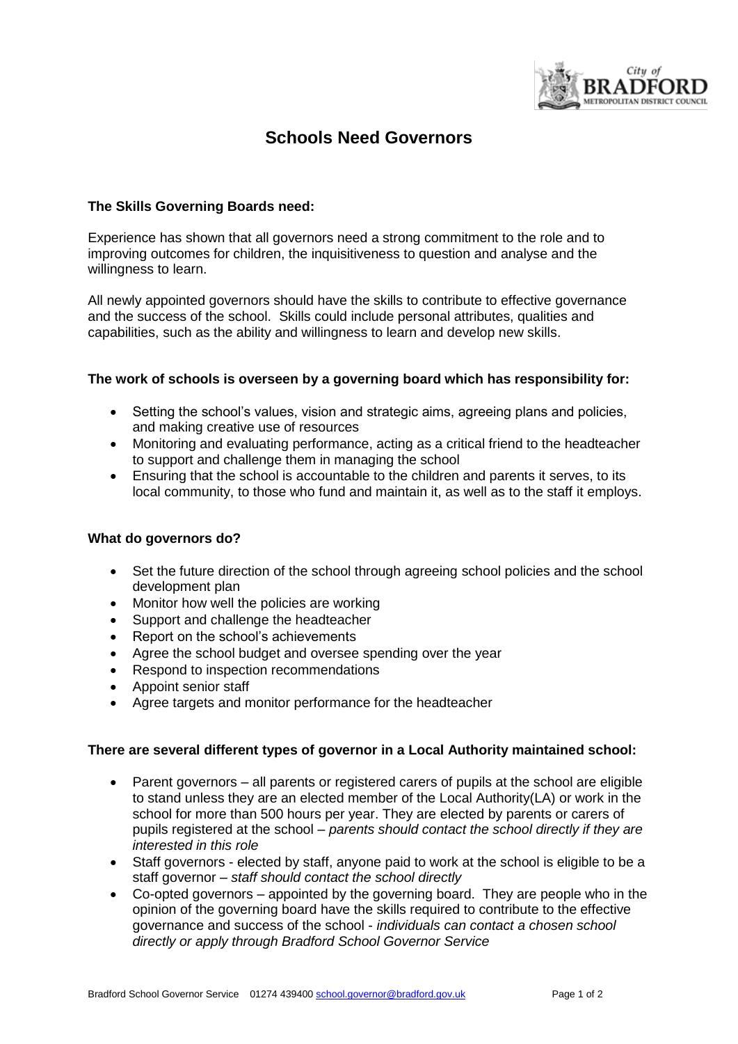# Schools Need Governors

### The Skills Governing Boards need:

Experience has shown that all governors need a strong commitment to the role and to improving outcomes for children, the inquisitiveness to question and analyse and the willingness to learn.

All newly appointed governors should have the skills to contribute to effective governance and the success of the school. Skills could include personal attributes, qualities and capabilities, such as the ability and willingness to learn and develop new skills.

### The work of schools is overseen by a governing board which has responsibility for:

- Setting the school's values, vision and strategic aims, agreeing plans and policies, and making creative use of resources
- Monitoring and evaluating performance, acting as a critical friend to the headteacher to support and challenge them in managing the school
- Ensuring that the school is accountable to the children and parents it serves, to its local community, to those who fund and maintain it, as well as to the staff it employs.

### What do governors do?

- Set the future direction of the school through agreeing school policies and the school development plan
- Monitor how well the policies are working
- Support and challenge the headteacher
- Report on the school's achievements
- Agree the school budget and oversee spending over the year
- Respond to inspection recommendations
- Appoint senior staff
- Agree targets and monitor performance for the headteacher

### There are several different types of governor in a Local Authority maintained school:

- Parent governors – all parents or registered carers of pupils at the school are eligible to stand unless they are an elected member of the Local Authority(LA) or work in the school for more than 500 hours per year. They are elected by parents or carers of pupils registered at the school – *parents should contact the school directly if they are interested in this role*
- Staff governors - elected by staff, anyone paid to work at the school is eligible to be a staff governor – *staff should contact the school directly*
- Co-opted governors – appointed by the governing board. They are people who in the opinion of the governing board have the skills required to contribute to the effective governance and success of the school - *individuals can contact a chosen school directly or apply through Bradford School Governor Service*

Bradford School Governor Service 01274 439400 school.governor@bradford.gov.uk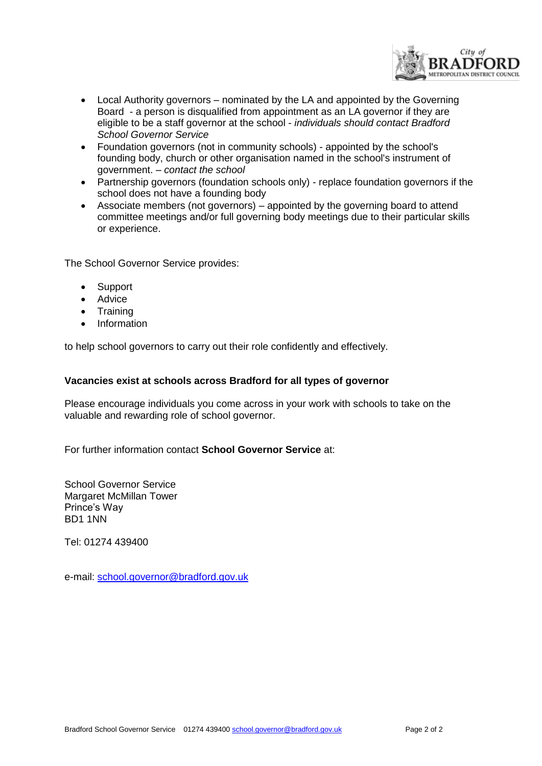- Local Authority governors – nominated by the LA and appointed by the Governing Board - a person is disqualified from appointment as an LA governor if they are eligible to be a staff governor at the school - *individuals should contact Bradford School Governor Service*
- Foundation governors (not in community schools) - appointed by the school's founding body, church or other organisation named in the school's instrument of government. – *contact the school*
- Partnership governors (foundation schools only) - replace foundation governors if the school does not have a founding body
- Associate members (not governors) – appointed by the governing board to attend committee meetings and/or full governing body meetings due to their particular skills or experience.

The School Governor Service provides:

- Support
- Advice
- Training
- Information

to help school governors to carry out their role confidently and effectively.

**Vacancies exist at schools across Bradford for all types of governor**

Please encourage individuals you come across in your work with schools to take on the valuable and rewarding role of school governor.

For further information contact **School Governor Service** at:

School Governor Service
Margaret McMillan Tower
Prince's Way
BD1 1NN

Tel: 01274 439400

e-mail: school.governor@bradford.gov.uk